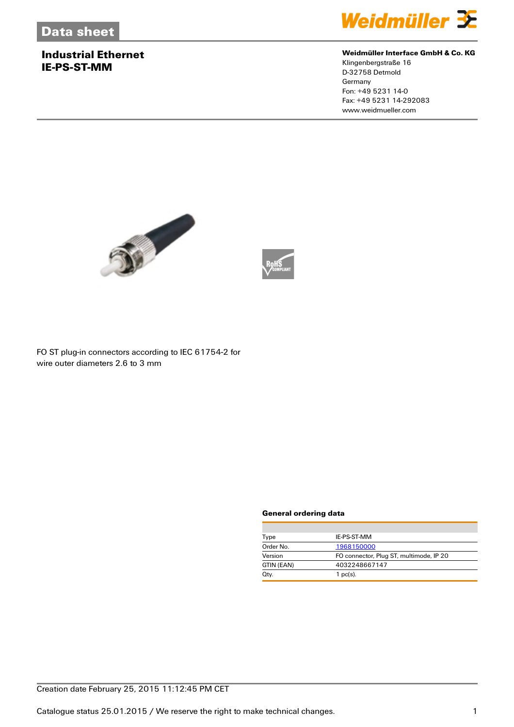Data sheet

# Industrial Ethernet
# IE-PS-ST-MM

**Weidmüller Interface GmbH & Co. KG**
Klingenbergstraße 16
D-32758 Detmold
Germany
Fon: +49 5231 14-0
Fax: +49 5231 14-292083
www.weidmueller.com

FO ST plug-in connectors according to IEC 61754-2 for wire outer diameters 2.6 to 3 mm

### General ordering data

| | |
|---|---|
| Type | IE-PS-ST-MM |
| Order No. | 1968150000 |
| Version | FO connector, Plug ST, multimode, IP 20 |
| GTIN (EAN) | 4032248667147 |
| Qty. | 1 pc(s). |

Creation date February 25, 2015 11:12:45 PM CET

Catalogue status 25.01.2015 / We reserve the right to make technical changes.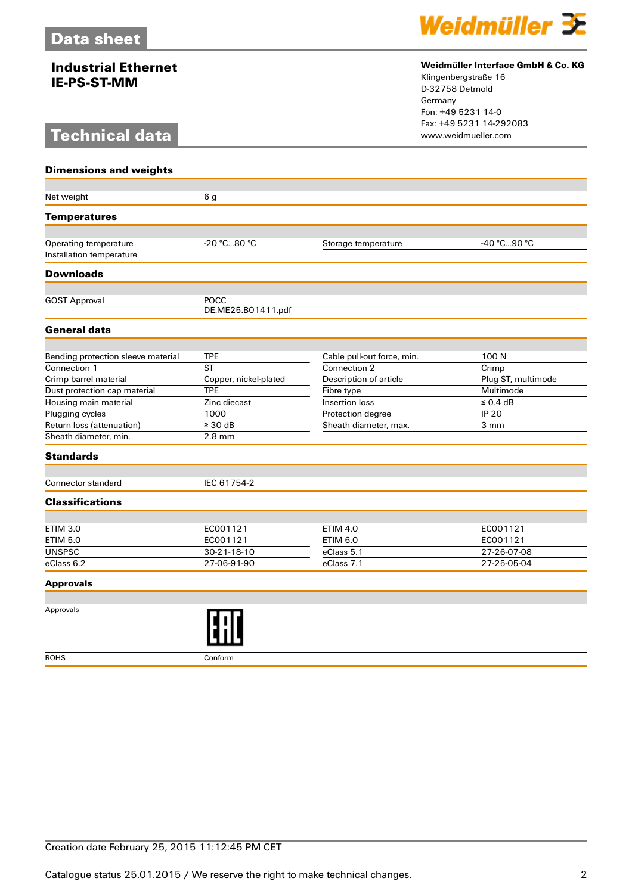# Data sheet

## Industrial Ethernet
## IE-PS-ST-MM

**Weidmüller Interface GmbH & Co. KG**
Klingenbergstraße 16
D-32758 Detmold
Germany
Fon: +49 5231 14-0
Fax: +49 5231 14-292083
www.weidmueller.com

# Technical data

### Dimensions and weights

| | | | |
|---|---|---|---|
| Net weight | 6 g | | |

### Temperatures

| | | | |
|---|---|---|---|
| Operating temperature | -20 °C...80 °C | Storage temperature | -40 °C...90 °C |
| Installation temperature | | | |

### Downloads

| | |
|---|---|
| GOST Approval | POCC DE.ME25.B01411.pdf |

### General data

| | | | |
|---|---|---|---|
| Bending protection sleeve material | TPE | Cable pull-out force, min. | 100 N |
| Connection 1 | ST | Connection 2 | Crimp |
| Crimp barrel material | Copper, nickel-plated | Description of article | Plug ST, multimode |
| Dust protection cap material | TPE | Fibre type | Multimode |
| Housing main material | Zinc diecast | Insertion loss | ≤ 0.4 dB |
| Plugging cycles | 1000 | Protection degree | IP 20 |
| Return loss (attenuation) | ≥ 30 dB | Sheath diameter, max. | 3 mm |
| Sheath diameter, min. | 2.8 mm | | |

### Standards

| | |
|---|---|
| Connector standard | IEC 61754-2 |

### Classifications

| | | | |
|---|---|---|---|
| ETIM 3.0 | EC001121 | ETIM 4.0 | EC001121 |
| ETIM 5.0 | EC001121 | ETIM 6.0 | EC001121 |
| UNSPSC | 30-21-18-10 | eClass 5.1 | 27-26-07-08 |
| eClass 6.2 | 27-06-91-90 | eClass 7.1 | 27-25-05-04 |

### Approvals

| | |
|---|---|
| Approvals | EAC |
| ROHS | Conform |

Creation date February 25, 2015 11:12:45 PM CET

Catalogue status 25.01.2015 / We reserve the right to make technical changes.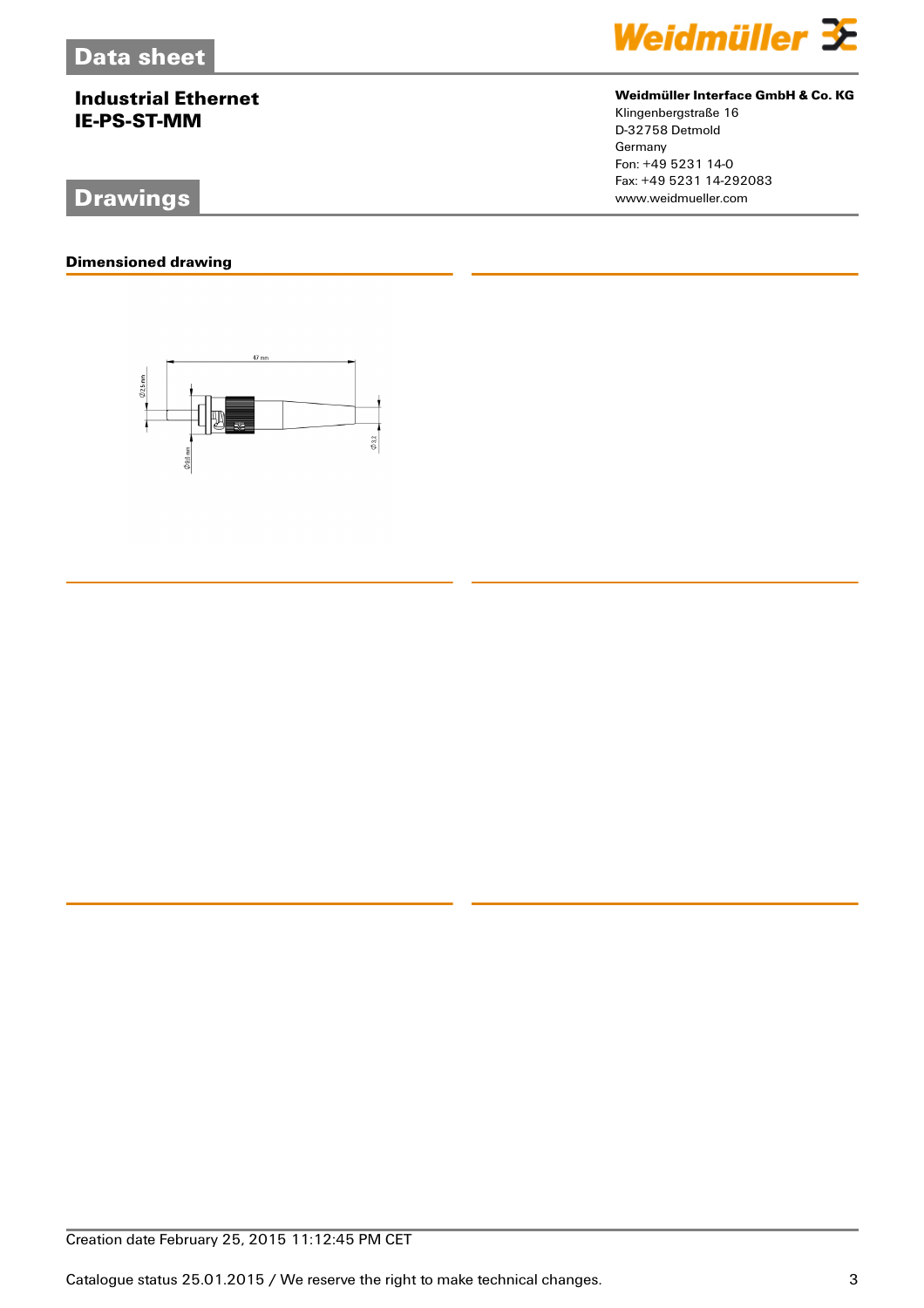# Data sheet

**Industrial Ethernet**
**IE-PS-ST-MM**

**Weidmüller Interface GmbH & Co. KG**
Klingenbergstraße 16
D-32758 Detmold
Germany
Fon: +49 5231 14-0
Fax: +49 5231 14-292083
www.weidmueller.com

## Drawings

### Dimensioned drawing

47 mm
Ø2,5 mm
Ø0,6 mm
Ø3,2

Creation date February 25, 2015 11:12:45 PM CET

Catalogue status 25.01.2015 / We reserve the right to make technical changes.